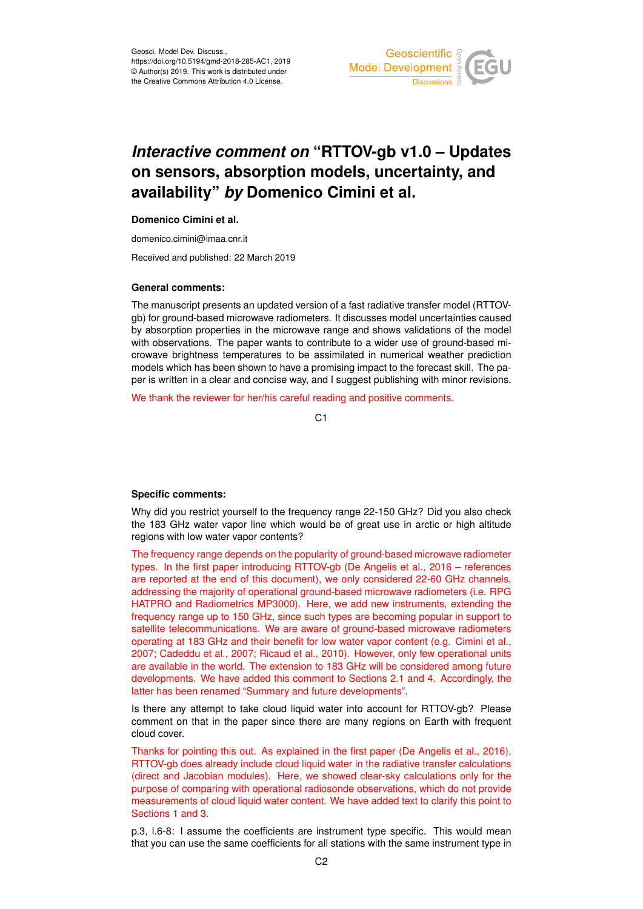Geosci. Model Dev. Discuss.,
https://doi.org/10.5194/gmd-2018-285-AC1, 2019
© Author(s) 2019. This work is distributed under
the Creative Commons Attribution 4.0 License.

# *Interactive comment on* "RTTOV-gb v1.0 – Updates on sensors, absorption models, uncertainty, and availability" *by* Domenico Cimini et al.

**Domenico Cimini et al.**

domenico.cimini@imaa.cnr.it

Received and published: 22 March 2019

**General comments:**

The manuscript presents an updated version of a fast radiative transfer model (RTTOV-gb) for ground-based microwave radiometers. It discusses model uncertainties caused by absorption properties in the microwave range and shows validations of the model with observations. The paper wants to contribute to a wider use of ground-based microwave brightness temperatures to be assimilated in numerical weather prediction models which has been shown to have a promising impact to the forecast skill. The paper is written in a clear and concise way, and I suggest publishing with minor revisions.

We thank the reviewer for her/his careful reading and positive comments.

**Specific comments:**

Why did you restrict yourself to the frequency range 22-150 GHz? Did you also check the 183 GHz water vapor line which would be of great use in arctic or high altitude regions with low water vapor contents?

The frequency range depends on the popularity of ground-based microwave radiometer types. In the first paper introducing RTTOV-gb (De Angelis et al., 2016 – references are reported at the end of this document), we only considered 22-60 GHz channels, addressing the majority of operational ground-based microwave radiometers (i.e. RPG HATPRO and Radiometrics MP3000). Here, we add new instruments, extending the frequency range up to 150 GHz, since such types are becoming popular in support to satellite telecommunications. We are aware of ground-based microwave radiometers operating at 183 GHz and their benefit for low water vapor content (e.g. Cimini et al., 2007; Cadeddu et al., 2007; Ricaud et al., 2010). However, only few operational units are available in the world. The extension to 183 GHz will be considered among future developments. We have added this comment to Sections 2.1 and 4. Accordingly, the latter has been renamed "Summary and future developments".

Is there any attempt to take cloud liquid water into account for RTTOV-gb? Please comment on that in the paper since there are many regions on Earth with frequent cloud cover.

Thanks for pointing this out. As explained in the first paper (De Angelis et al., 2016), RTTOV-gb does already include cloud liquid water in the radiative transfer calculations (direct and Jacobian modules). Here, we showed clear-sky calculations only for the purpose of comparing with operational radiosonde observations, which do not provide measurements of cloud liquid water content. We have added text to clarify this point to Sections 1 and 3.

p.3, l.6-8: I assume the coefficients are instrument type specific. This would mean that you can use the same coefficients for all stations with the same instrument type in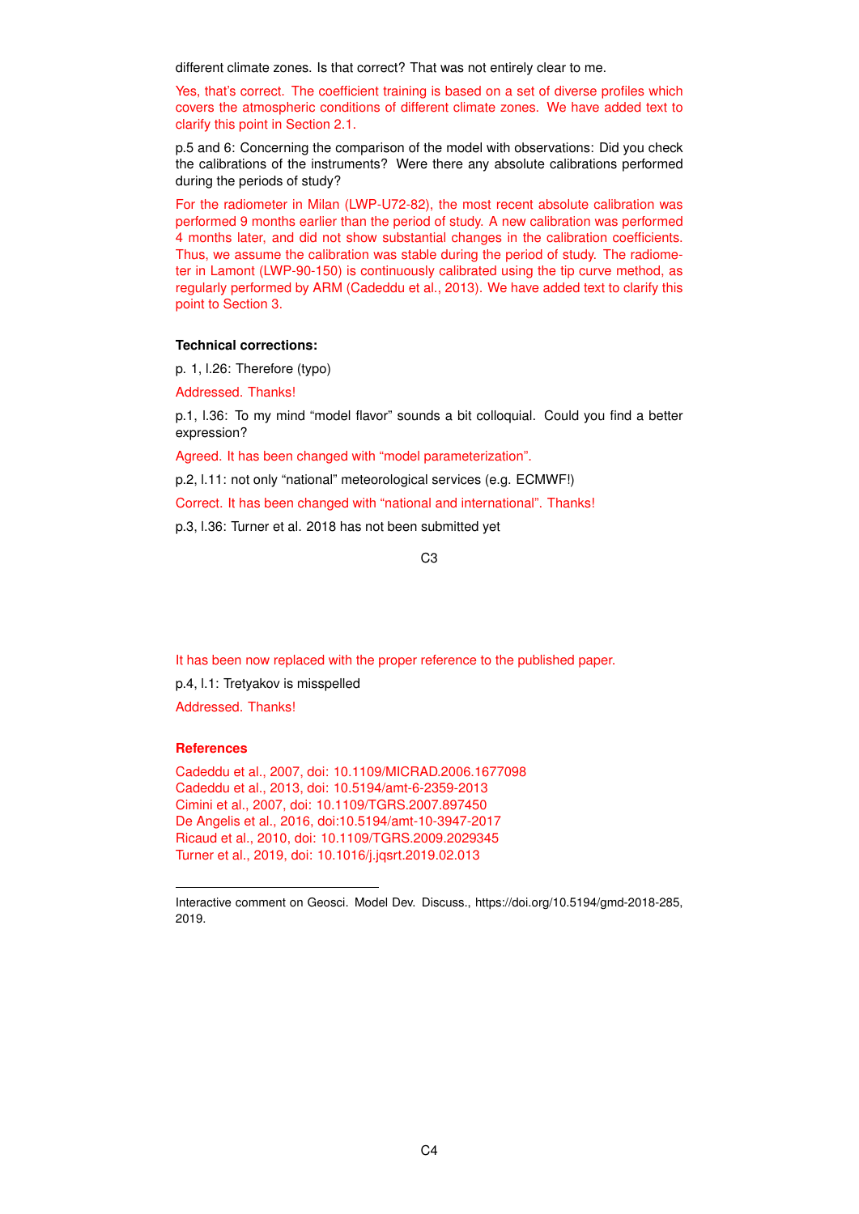different climate zones. Is that correct? That was not entirely clear to me.

Yes, that's correct. The coefficient training is based on a set of diverse profiles which covers the atmospheric conditions of different climate zones. We have added text to clarify this point in Section 2.1.

p.5 and 6: Concerning the comparison of the model with observations: Did you check the calibrations of the instruments? Were there any absolute calibrations performed during the periods of study?

For the radiometer in Milan (LWP-U72-82), the most recent absolute calibration was performed 9 months earlier than the period of study. A new calibration was performed 4 months later, and did not show substantial changes in the calibration coefficients. Thus, we assume the calibration was stable during the period of study. The radiometer in Lamont (LWP-90-150) is continuously calibrated using the tip curve method, as regularly performed by ARM (Cadeddu et al., 2013). We have added text to clarify this point to Section 3.

**Technical corrections:**

p. 1, l.26: Therefore (typo)

Addressed. Thanks!

p.1, l.36: To my mind "model flavor" sounds a bit colloquial. Could you find a better expression?

Agreed. It has been changed with "model parameterization".

p.2, l.11: not only "national" meteorological services (e.g. ECMWF!)

Correct. It has been changed with "national and international". Thanks!

p.3, l.36: Turner et al. 2018 has not been submitted yet

It has been now replaced with the proper reference to the published paper.

p.4, l.1: Tretyakov is misspelled

Addressed. Thanks!

**References**

Cadeddu et al., 2007, doi: 10.1109/MICRAD.2006.1677098
Cadeddu et al., 2013, doi: 10.5194/amt-6-2359-2013
Cimini et al., 2007, doi: 10.1109/TGRS.2007.897450
De Angelis et al., 2016, doi:10.5194/amt-10-3947-2017
Ricaud et al., 2010, doi: 10.1109/TGRS.2009.2029345
Turner et al., 2019, doi: 10.1016/j.jqsrt.2019.02.013

---

Interactive comment on Geosci. Model Dev. Discuss., https://doi.org/10.5194/gmd-2018-285, 2019.